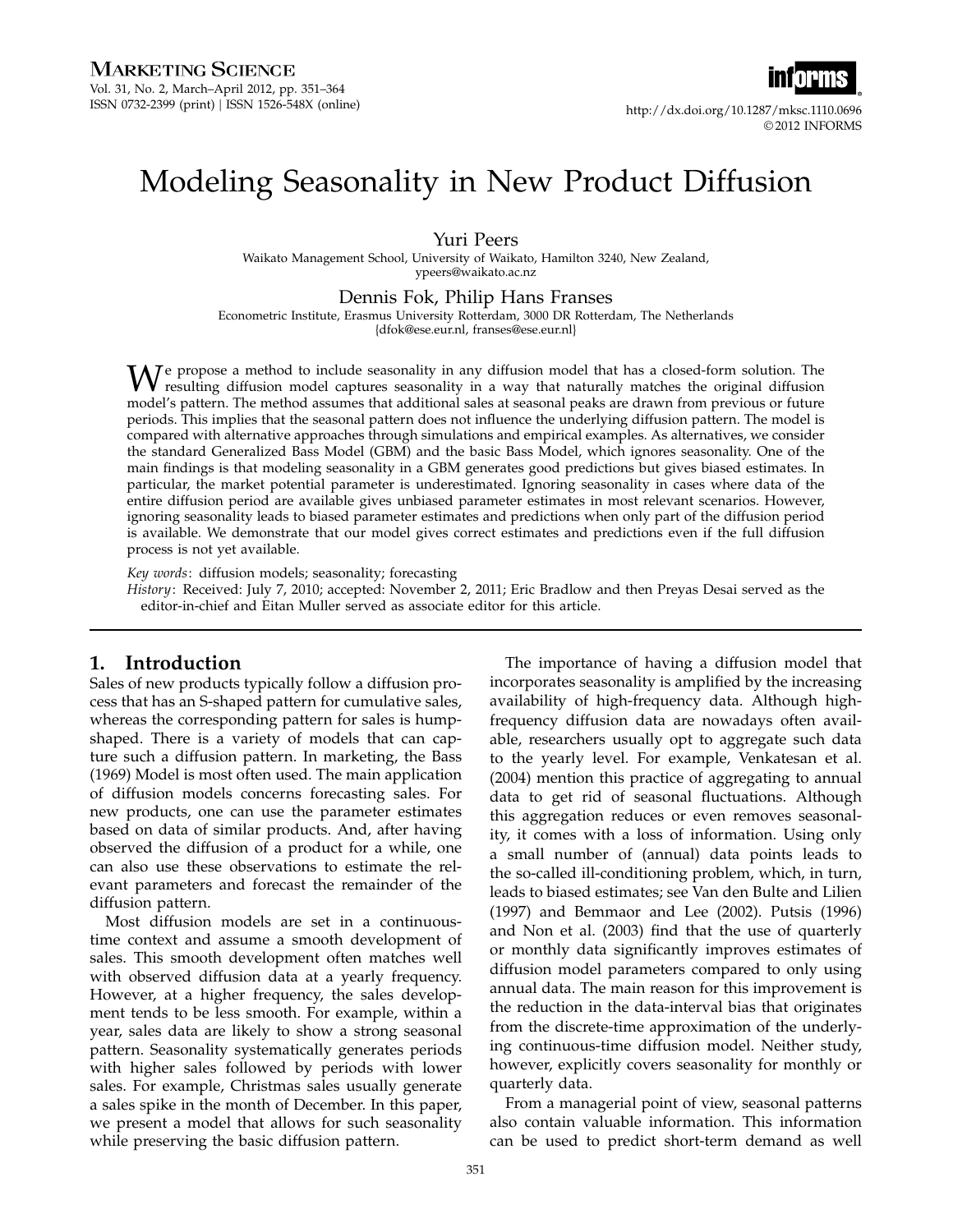# Modeling Seasonality in New Product Diffusion

Yuri Peers

Waikato Management School, University of Waikato, Hamilton 3240, New Zealand,
ypeers@waikato.ac.nz

Dennis Fok, Philip Hans Franses

Econometric Institute, Erasmus University Rotterdam, 3000 DR Rotterdam, The Netherlands
{dfok@ese.eur.nl, franses@ese.eur.nl}

We propose a method to include seasonality in any diffusion model that has a closed-form solution. The resulting diffusion model captures seasonality in a way that naturally matches the original diffusion model's pattern. The method assumes that additional sales at seasonal peaks are drawn from previous or future periods. This implies that the seasonal pattern does not influence the underlying diffusion pattern. The model is compared with alternative approaches through simulations and empirical examples. As alternatives, we consider the standard Generalized Bass Model (GBM) and the basic Bass Model, which ignores seasonality. One of the main findings is that modeling seasonality in a GBM generates good predictions but gives biased estimates. In particular, the market potential parameter is underestimated. Ignoring seasonality in cases where data of the entire diffusion period are available gives unbiased parameter estimates in most relevant scenarios. However, ignoring seasonality leads to biased parameter estimates and predictions when only part of the diffusion period is available. We demonstrate that our model gives correct estimates and predictions even if the full diffusion process is not yet available.

*Key words*: diffusion models; seasonality; forecasting

*History*: Received: July 7, 2010; accepted: November 2, 2011; Eric Bradlow and then Preyas Desai served as the editor-in-chief and Eitan Muller served as associate editor for this article.

## 1. Introduction

Sales of new products typically follow a diffusion process that has an S-shaped pattern for cumulative sales, whereas the corresponding pattern for sales is hump-shaped. There is a variety of models that can capture such a diffusion pattern. In marketing, the Bass (1969) Model is most often used. The main application of diffusion models concerns forecasting sales. For new products, one can use the parameter estimates based on data of similar products. And, after having observed the diffusion of a product for a while, one can also use these observations to estimate the relevant parameters and forecast the remainder of the diffusion pattern.

Most diffusion models are set in a continuous-time context and assume a smooth development of sales. This smooth development often matches well with observed diffusion data at a yearly frequency. However, at a higher frequency, the sales development tends to be less smooth. For example, within a year, sales data are likely to show a strong seasonal pattern. Seasonality systematically generates periods with higher sales followed by periods with lower sales. For example, Christmas sales usually generate a sales spike in the month of December. In this paper, we present a model that allows for such seasonality while preserving the basic diffusion pattern.

The importance of having a diffusion model that incorporates seasonality is amplified by the increasing availability of high-frequency data. Although high-frequency diffusion data are nowadays often available, researchers usually opt to aggregate such data to the yearly level. For example, Venkatesan et al. (2004) mention this practice of aggregating to annual data to get rid of seasonal fluctuations. Although this aggregation reduces or even removes seasonality, it comes with a loss of information. Using only a small number of (annual) data points leads to the so-called ill-conditioning problem, which, in turn, leads to biased estimates; see Van den Bulte and Lilien (1997) and Bemmaor and Lee (2002). Putsis (1996) and Non et al. (2003) find that the use of quarterly or monthly data significantly improves estimates of diffusion model parameters compared to only using annual data. The main reason for this improvement is the reduction in the data-interval bias that originates from the discrete-time approximation of the underlying continuous-time diffusion model. Neither study, however, explicitly covers seasonality for monthly or quarterly data.

From a managerial point of view, seasonal patterns also contain valuable information. This information can be used to predict short-term demand as well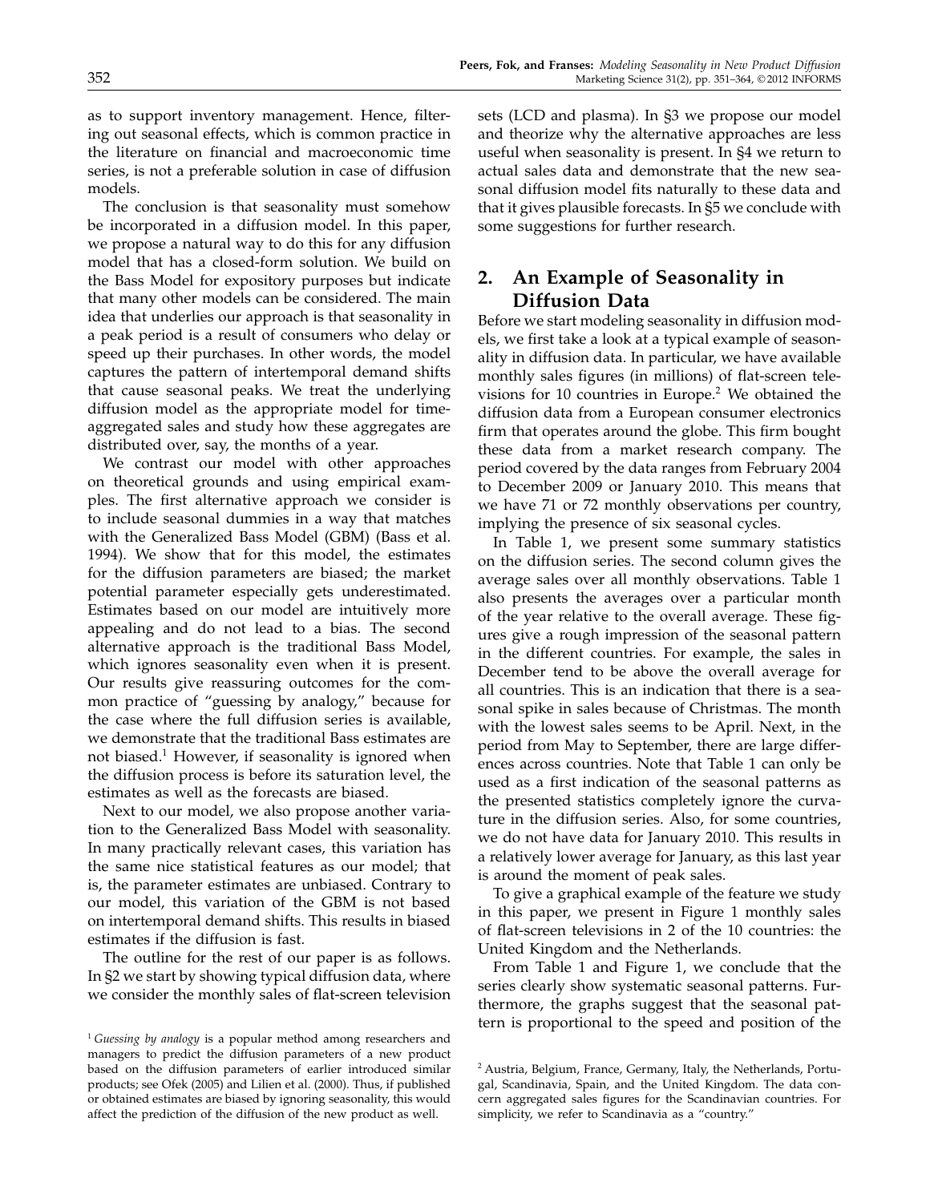as to support inventory management. Hence, filtering out seasonal effects, which is common practice in the literature on financial and macroeconomic time series, is not a preferable solution in case of diffusion models.

The conclusion is that seasonality must somehow be incorporated in a diffusion model. In this paper, we propose a natural way to do this for any diffusion model that has a closed-form solution. We build on the Bass Model for expository purposes but indicate that many other models can be considered. The main idea that underlies our approach is that seasonality in a peak period is a result of consumers who delay or speed up their purchases. In other words, the model captures the pattern of intertemporal demand shifts that cause seasonal peaks. We treat the underlying diffusion model as the appropriate model for time-aggregated sales and study how these aggregates are distributed over, say, the months of a year.

We contrast our model with other approaches on theoretical grounds and using empirical examples. The first alternative approach we consider is to include seasonal dummies in a way that matches with the Generalized Bass Model (GBM) (Bass et al. 1994). We show that for this model, the estimates for the diffusion parameters are biased; the market potential parameter especially gets underestimated. Estimates based on our model are intuitively more appealing and do not lead to a bias. The second alternative approach is the traditional Bass Model, which ignores seasonality even when it is present. Our results give reassuring outcomes for the common practice of "guessing by analogy," because for the case where the full diffusion series is available, we demonstrate that the traditional Bass estimates are not biased.[1] However, if seasonality is ignored when the diffusion process is before its saturation level, the estimates as well as the forecasts are biased.

Next to our model, we also propose another variation to the Generalized Bass Model with seasonality. In many practically relevant cases, this variation has the same nice statistical features as our model; that is, the parameter estimates are unbiased. Contrary to our model, this variation of the GBM is not based on intertemporal demand shifts. This results in biased estimates if the diffusion is fast.

The outline for the rest of our paper is as follows. In §2 we start by showing typical diffusion data, where we consider the monthly sales of flat-screen television sets (LCD and plasma). In §3 we propose our model and theorize why the alternative approaches are less useful when seasonality is present. In §4 we return to actual sales data and demonstrate that the new seasonal diffusion model fits naturally to these data and that it gives plausible forecasts. In §5 we conclude with some suggestions for further research.

## 2. An Example of Seasonality in Diffusion Data

Before we start modeling seasonality in diffusion models, we first take a look at a typical example of seasonality in diffusion data. In particular, we have available monthly sales figures (in millions) of flat-screen televisions for 10 countries in Europe.[2] We obtained the diffusion data from a European consumer electronics firm that operates around the globe. This firm bought these data from a market research company. The period covered by the data ranges from February 2004 to December 2009 or January 2010. This means that we have 71 or 72 monthly observations per country, implying the presence of six seasonal cycles.

In Table 1, we present some summary statistics on the diffusion series. The second column gives the average sales over all monthly observations. Table 1 also presents the averages over a particular month of the year relative to the overall average. These figures give a rough impression of the seasonal pattern in the different countries. For example, the sales in December tend to be above the overall average for all countries. This is an indication that there is a seasonal spike in sales because of Christmas. The month with the lowest sales seems to be April. Next, in the period from May to September, there are large differences across countries. Note that Table 1 can only be used as a first indication of the seasonal patterns as the presented statistics completely ignore the curvature in the diffusion series. Also, for some countries, we do not have data for January 2010. This results in a relatively lower average for January, as this last year is around the moment of peak sales.

To give a graphical example of the feature we study in this paper, we present in Figure 1 monthly sales of flat-screen televisions in 2 of the 10 countries: the United Kingdom and the Netherlands.

From Table 1 and Figure 1, we conclude that the series clearly show systematic seasonal patterns. Furthermore, the graphs suggest that the seasonal pattern is proportional to the speed and position of the

[1] *Guessing by analogy* is a popular method among researchers and managers to predict the diffusion parameters of a new product based on the diffusion parameters of earlier introduced similar products; see Ofek (2005) and Lilien et al. (2000). Thus, if published or obtained estimates are biased by ignoring seasonality, this would affect the prediction of the diffusion of the new product as well.

[2] Austria, Belgium, France, Germany, Italy, the Netherlands, Portugal, Scandinavia, Spain, and the United Kingdom. The data concern aggregated sales figures for the Scandinavian countries. For simplicity, we refer to Scandinavia as a "country."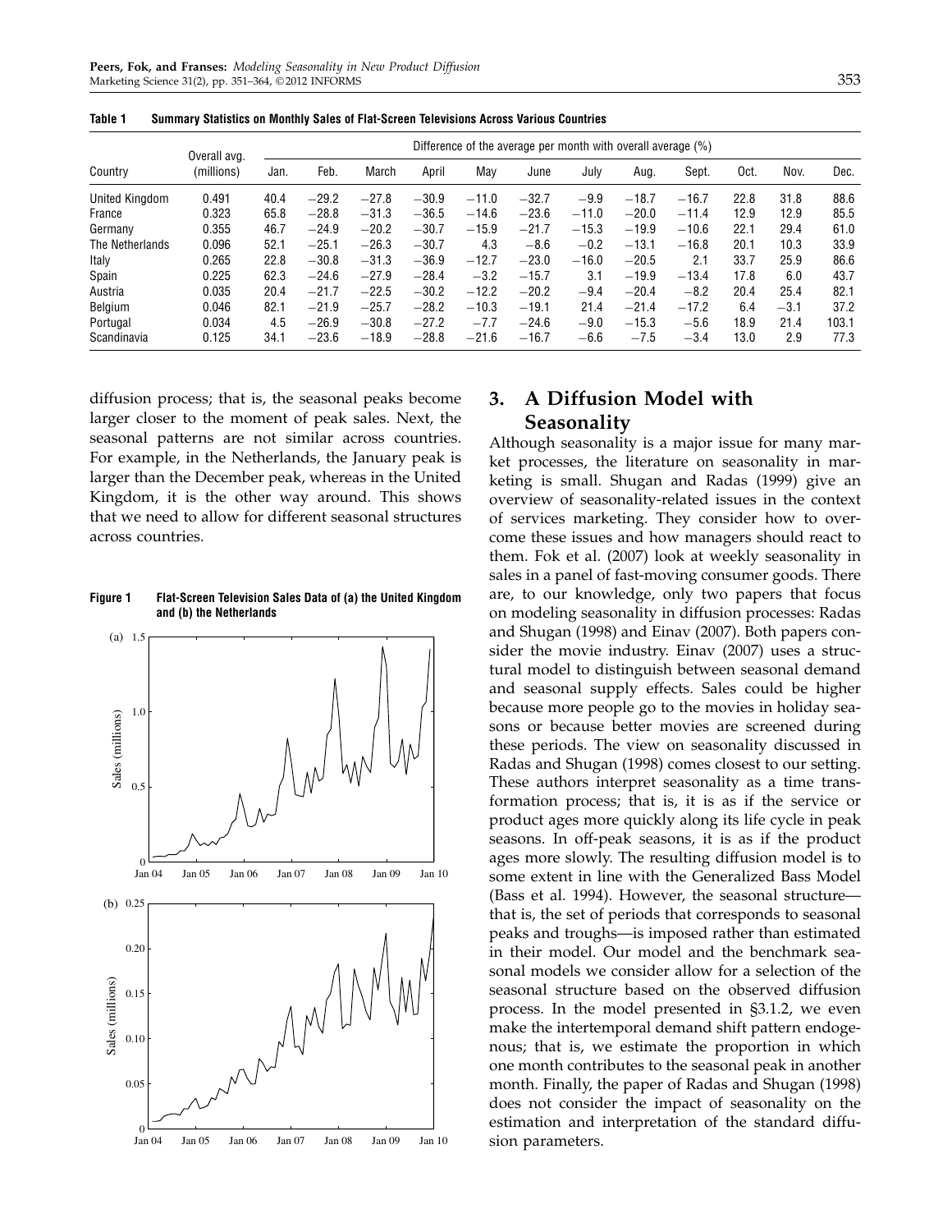**Table 1 Summary Statistics on Monthly Sales of Flat-Screen Televisions Across Various Countries**

| Country | Overall avg. (millions) | Difference of the average per month with overall average (%) | | | | | | | | | | | |
|---|---|---|---|---|---|---|---|---|---|---|---|---|---|
| | | Jan. | Feb. | March | April | May | June | July | Aug. | Sept. | Oct. | Nov. | Dec. |
| United Kingdom | 0.491 | 40.4 | −29.2 | −27.8 | −30.9 | −11.0 | −32.7 | −9.9 | −18.7 | −16.7 | 22.8 | 31.8 | 88.6 |
| France | 0.323 | 65.8 | −28.8 | −31.3 | −36.5 | −14.6 | −23.6 | −11.0 | −20.0 | −11.4 | 12.9 | 12.9 | 85.5 |
| Germany | 0.355 | 46.7 | −24.9 | −20.2 | −30.7 | −15.9 | −21.7 | −15.3 | −19.9 | −10.6 | 22.1 | 29.4 | 61.0 |
| The Netherlands | 0.096 | 52.1 | −25.1 | −26.3 | −30.7 | 4.3 | −8.6 | −0.2 | −13.1 | −16.8 | 20.1 | 10.3 | 33.9 |
| Italy | 0.265 | 22.8 | −30.8 | −31.3 | −36.9 | −12.7 | −23.0 | −16.0 | −20.5 | 2.1 | 33.7 | 25.9 | 86.6 |
| Spain | 0.225 | 62.3 | −24.6 | −27.9 | −28.4 | −3.2 | −15.7 | 3.1 | −19.9 | −13.4 | 17.8 | 6.0 | 43.7 |
| Austria | 0.035 | 20.4 | −21.7 | −22.5 | −30.2 | −12.2 | −20.2 | −9.4 | −20.4 | −8.2 | 20.4 | 25.4 | 82.1 |
| Belgium | 0.046 | 82.1 | −21.9 | −25.7 | −28.2 | −10.3 | −19.1 | 21.4 | −21.4 | −17.2 | 6.4 | −3.1 | 37.2 |
| Portugal | 0.034 | 4.5 | −26.9 | −30.8 | −27.2 | −7.7 | −24.6 | −9.0 | −15.3 | −5.6 | 18.9 | 21.4 | 103.1 |
| Scandinavia | 0.125 | 34.1 | −23.6 | −18.9 | −28.8 | −21.6 | −16.7 | −6.6 | −7.5 | −3.4 | 13.0 | 2.9 | 77.3 |

diffusion process; that is, the seasonal peaks become larger closer to the moment of peak sales. Next, the seasonal patterns are not similar across countries. For example, in the Netherlands, the January peak is larger than the December peak, whereas in the United Kingdom, it is the other way around. This shows that we need to allow for different seasonal structures across countries.

**Figure 1 Flat-Screen Television Sales Data of (a) the United Kingdom and (b) the Netherlands**

## 3. A Diffusion Model with Seasonality

Although seasonality is a major issue for many market processes, the literature on seasonality in marketing is small. Shugan and Radas (1999) give an overview of seasonality-related issues in the context of services marketing. They consider how to overcome these issues and how managers should react to them. Fok et al. (2007) look at weekly seasonality in sales in a panel of fast-moving consumer goods. There are, to our knowledge, only two papers that focus on modeling seasonality in diffusion processes: Radas and Shugan (1998) and Einav (2007). Both papers consider the movie industry. Einav (2007) uses a structural model to distinguish between seasonal demand and seasonal supply effects. Sales could be higher because more people go to the movies in holiday seasons or because better movies are screened during these periods. The view on seasonality discussed in Radas and Shugan (1998) comes closest to our setting. These authors interpret seasonality as a time transformation process; that is, it is as if the service or product ages more quickly along its life cycle in peak seasons. In off-peak seasons, it is as if the product ages more slowly. The resulting diffusion model is to some extent in line with the Generalized Bass Model (Bass et al. 1994). However, the seasonal structure—that is, the set of periods that corresponds to seasonal peaks and troughs—is imposed rather than estimated in their model. Our model and the benchmark seasonal models we consider allow for a selection of the seasonal structure based on the observed diffusion process. In the model presented in §3.1.2, we even make the intertemporal demand shift pattern endogenous; that is, we estimate the proportion in which one month contributes to the seasonal peak in another month. Finally, the paper of Radas and Shugan (1998) does not consider the impact of seasonality on the estimation and interpretation of the standard diffusion parameters.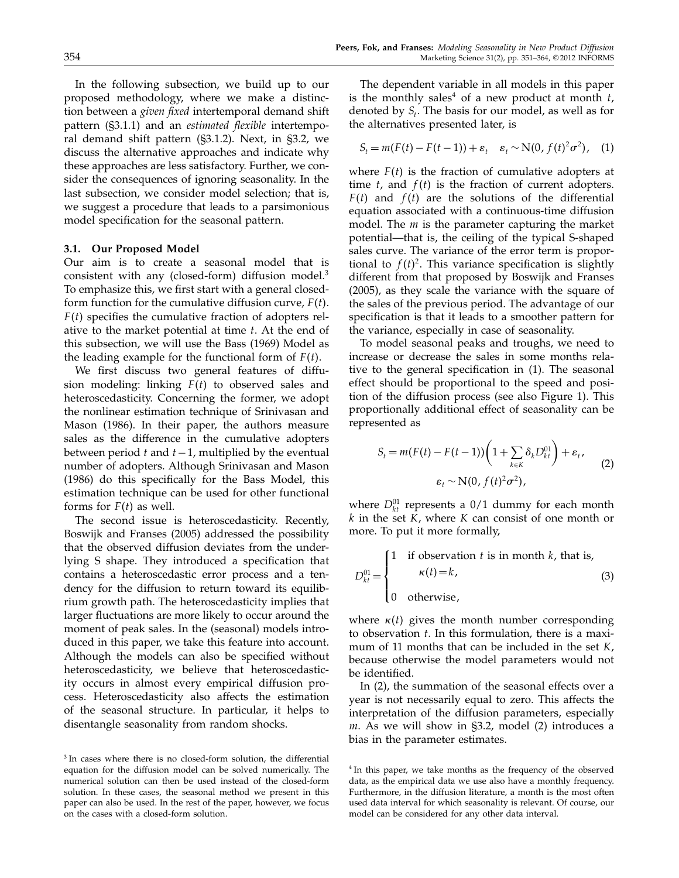In the following subsection, we build up to our proposed methodology, where we make a distinction between a *given fixed* intertemporal demand shift pattern (§3.1.1) and an *estimated flexible* intertemporal demand shift pattern (§3.1.2). Next, in §3.2, we discuss the alternative approaches and indicate why these approaches are less satisfactory. Further, we consider the consequences of ignoring seasonality. In the last subsection, we consider model selection; that is, we suggest a procedure that leads to a parsimonious model specification for the seasonal pattern.

### 3.1. Our Proposed Model

Our aim is to create a seasonal model that is consistent with any (closed-form) diffusion model.[3] To emphasize this, we first start with a general closed-form function for the cumulative diffusion curve, $F(t)$. $F(t)$ specifies the cumulative fraction of adopters relative to the market potential at time $t$. At the end of this subsection, we will use the Bass (1969) Model as the leading example for the functional form of $F(t)$.

We first discuss two general features of diffusion modeling: linking $F(t)$ to observed sales and heteroscedasticity. Concerning the former, we adopt the nonlinear estimation technique of Srinivasan and Mason (1986). In their paper, the authors measure sales as the difference in the cumulative adopters between period $t$ and $t-1$, multiplied by the eventual number of adopters. Although Srinivasan and Mason (1986) do this specifically for the Bass Model, this estimation technique can be used for other functional forms for $F(t)$ as well.

The second issue is heteroscedasticity. Recently, Boswijk and Franses (2005) addressed the possibility that the observed diffusion deviates from the underlying S shape. They introduced a specification that contains a heteroscedastic error process and a tendency for the diffusion to return toward its equilibrium growth path. The heteroscedasticity implies that larger fluctuations are more likely to occur around the moment of peak sales. In the (seasonal) models introduced in this paper, we take this feature into account. Although the models can also be specified without heteroscedasticity, we believe that heteroscedasticity occurs in almost every empirical diffusion process. Heteroscedasticity also affects the estimation of the seasonal structure. In particular, it helps to disentangle seasonality from random shocks.

The dependent variable in all models in this paper is the monthly sales[4] of a new product at month $t$, denoted by $S_t$. The basis for our model, as well as for the alternatives presented later, is

$$S_t = m(F(t) - F(t-1)) + \varepsilon_t \quad \varepsilon_t \sim \mathrm{N}(0, f(t)^2\sigma^2), \quad (1)$$

where $F(t)$ is the fraction of cumulative adopters at time $t$, and $f(t)$ is the fraction of current adopters. $F(t)$ and $f(t)$ are the solutions of the differential equation associated with a continuous-time diffusion model. The $m$ is the parameter capturing the market potential—that is, the ceiling of the typical S-shaped sales curve. The variance of the error term is proportional to $f(t)^2$. This variance specification is slightly different from that proposed by Boswijk and Franses (2005), as they scale the variance with the square of the sales of the previous period. The advantage of our specification is that it leads to a smoother pattern for the variance, especially in case of seasonality.

To model seasonal peaks and troughs, we need to increase or decrease the sales in some months relative to the general specification in (1). The seasonal effect should be proportional to the speed and position of the diffusion process (see also Figure 1). This proportionally additional effect of seasonality can be represented as

$$S_t = m(F(t) - F(t-1))\left(1 + \sum_{k \in K} \delta_k D_{kt}^{01}\right) + \varepsilon_t, \quad \varepsilon_t \sim \mathrm{N}(0, f(t)^2\sigma^2), \quad (2)$$

where $D_{kt}^{01}$ represents a 0/1 dummy for each month $k$ in the set $K$, where $K$ can consist of one month or more. To put it more formally,

$$D_{kt}^{01} = \begin{cases} 1 & \text{if observation } t \text{ is in month } k \text{, that is, } \kappa(t) = k, \\ 0 & \text{otherwise,} \end{cases} \quad (3)$$

where $\kappa(t)$ gives the month number corresponding to observation $t$. In this formulation, there is a maximum of 11 months that can be included in the set $K$, because otherwise the model parameters would not be identified.

In (2), the summation of the seasonal effects over a year is not necessarily equal to zero. This affects the interpretation of the diffusion parameters, especially $m$. As we will show in §3.2, model (2) introduces a bias in the parameter estimates.

[3] In cases where there is no closed-form solution, the differential equation for the diffusion model can be solved numerically. The numerical solution can then be used instead of the closed-form solution. In these cases, the seasonal method we present in this paper can also be used. In the rest of the paper, however, we focus on the cases with a closed-form solution.

[4] In this paper, we take months as the frequency of the observed data, as the empirical data we use also have a monthly frequency. Furthermore, in the diffusion literature, a month is the most often used data interval for which seasonality is relevant. Of course, our model can be considered for any other data interval.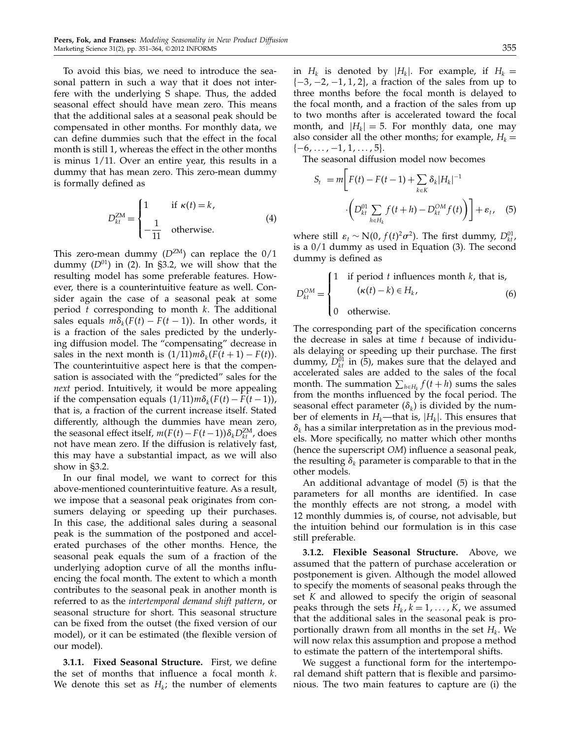To avoid this bias, we need to introduce the seasonal pattern in such a way that it does not interfere with the underlying S shape. Thus, the added seasonal effect should have mean zero. This means that the additional sales at a seasonal peak should be compensated in other months. For monthly data, we can define dummies such that the effect in the focal month is still 1, whereas the effect in the other months is minus 1/11. Over an entire year, this results in a dummy that has mean zero. This zero-mean dummy is formally defined as

$$D_{kt}^{ZM} = \begin{cases} 1 & \text{if } \kappa(t) = k, \\ -\dfrac{1}{11} & \text{otherwise.} \end{cases} \tag{4}$$

This zero-mean dummy ($D^{ZM}$) can replace the 0/1 dummy ($D^{01}$) in (2). In §3.2, we will show that the resulting model has some preferable features. However, there is a counterintuitive feature as well. Consider again the case of a seasonal peak at some period $t$ corresponding to month $k$. The additional sales equals $m\delta_k(F(t) - F(t-1))$. In other words, it is a fraction of the sales predicted by the underlying diffusion model. The "compensating" decrease in sales in the next month is $(1/11)m\delta_k(F(t+1) - F(t))$. The counterintuitive aspect here is that the compensation is associated with the "predicted" sales for the *next* period. Intuitively, it would be more appealing if the compensation equals $(1/11)m\delta_k(F(t) - F(t-1))$, that is, a fraction of the current increase itself. Stated differently, although the dummies have mean zero, the seasonal effect itself, $m(F(t) - F(t-1))\delta_k D_{kt}^{ZM}$, does not have mean zero. If the diffusion is relatively fast, this may have a substantial impact, as we will also show in §3.2.

In our final model, we want to correct for this above-mentioned counterintuitive feature. As a result, we impose that a seasonal peak originates from consumers delaying or speeding up their purchases. In this case, the additional sales during a seasonal peak is the summation of the postponed and accelerated purchases of the other months. Hence, the seasonal peak equals the sum of a fraction of the underlying adoption curve of all the months influencing the focal month. The extent to which a month contributes to the seasonal peak in another month is referred to as the *intertemporal demand shift pattern*, or seasonal structure for short. This seasonal structure can be fixed from the outset (the fixed version of our model), or it can be estimated (the flexible version of our model).

**3.1.1. Fixed Seasonal Structure.** First, we define the set of months that influence a focal month $k$. We denote this set as $H_k$; the number of elements in $H_k$ is denoted by $|H_k|$. For example, if $H_k = \{-3, -2, -1, 1, 2\}$, a fraction of the sales from up to three months before the focal month is delayed to the focal month, and a fraction of the sales from up to two months after is accelerated toward the focal month, and $|H_k| = 5$. For monthly data, one may also consider all the other months; for example, $H_k = \{-6, \ldots, -1, 1, \ldots, 5\}$.

The seasonal diffusion model now becomes

$$S_t = m\left[F(t) - F(t-1) + \sum_{k \in K} \delta_k |H_k|^{-1} \cdot \left(D_{kt}^{01} \sum_{h \in H_k} f(t+h) - D_{kt}^{OM} f(t)\right)\right] + \varepsilon_t, \tag{5}$$

where still $\varepsilon_t \sim \text{N}(0, f(t)^2\sigma^2)$. The first dummy, $D_{kt}^{01}$, is a 0/1 dummy as used in Equation (3). The second dummy is defined as

$$D_{kt}^{OM} = \begin{cases} 1 & \text{if period } t \text{ influences month } k\text{, that is, } (\kappa(t) - k) \in H_k, \\ 0 & \text{otherwise.} \end{cases} \tag{6}$$

The corresponding part of the specification concerns the decrease in sales at time $t$ because of individuals delaying or speeding up their purchase. The first dummy, $D_{kt}^{01}$ in (5), makes sure that the delayed and accelerated sales are added to the sales of the focal month. The summation $\sum_{h \in H_k} f(t+h)$ sums the sales from the months influenced by the focal period. The seasonal effect parameter ($\delta_k$) is divided by the number of elements in $H_k$—that is, $|H_k|$. This ensures that $\delta_k$ has a similar interpretation as in the previous models. More specifically, no matter which other months (hence the superscript *OM*) influence a seasonal peak, the resulting $\delta_k$ parameter is comparable to that in the other models.

An additional advantage of model (5) is that the parameters for all months are identified. In case the monthly effects are not strong, a model with 12 monthly dummies is, of course, not advisable, but the intuition behind our formulation is in this case still preferable.

**3.1.2. Flexible Seasonal Structure.** Above, we assumed that the pattern of purchase acceleration or postponement is given. Although the model allowed to specify the moments of seasonal peaks through the set $K$ and allowed to specify the origin of seasonal peaks through the sets $H_k$, $k = 1, \ldots, K$, we assumed that the additional sales in the seasonal peak is proportionally drawn from all months in the set $H_k$. We will now relax this assumption and propose a method to estimate the pattern of the intertemporal shifts.

We suggest a functional form for the intertemporal demand shift pattern that is flexible and parsimonious. The two main features to capture are (i) the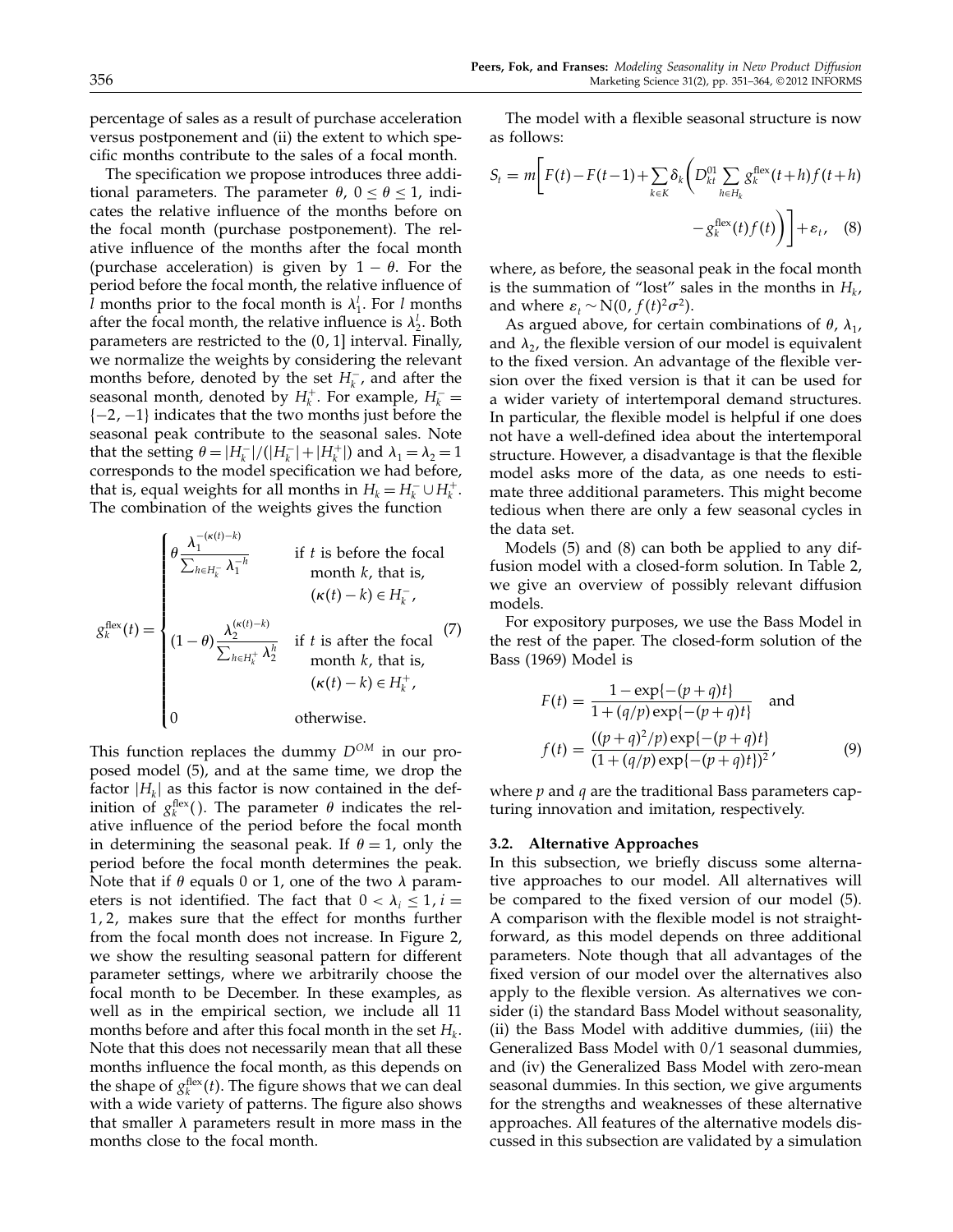percentage of sales as a result of purchase acceleration versus postponement and (ii) the extent to which specific months contribute to the sales of a focal month.

The specification we propose introduces three additional parameters. The parameter $\theta$, $0 \leq \theta \leq 1$, indicates the relative influence of the months before on the focal month (purchase postponement). The relative influence of the months after the focal month (purchase acceleration) is given by $1 - \theta$. For the period before the focal month, the relative influence of $l$ months prior to the focal month is $\lambda_1^l$. For $l$ months after the focal month, the relative influence is $\lambda_2^l$. Both parameters are restricted to the $(0, 1]$ interval. Finally, we normalize the weights by considering the relevant months before, denoted by the set $H_k^-$, and after the seasonal month, denoted by $H_k^+$. For example, $H_k^- = \{-2, -1\}$ indicates that the two months just before the seasonal peak contribute to the seasonal sales. Note that the setting $\theta = |H_k^-|/(|H_k^-| + |H_k^+|)$ and $\lambda_1 = \lambda_2 = 1$ corresponds to the model specification we had before, that is, equal weights for all months in $H_k = H_k^- \cup H_k^+$. The combination of the weights gives the function

$$
g_k^{\text{flex}}(t) = \begin{cases} \theta \dfrac{\lambda_1^{-(\kappa(t)-k)}}{\sum_{h \in H_k^-} \lambda_1^{-h}} & \text{if } t \text{ is before the focal month } k \text{, that is, } (\kappa(t) - k) \in H_k^-, \\[2ex] (1-\theta) \dfrac{\lambda_2^{(\kappa(t)-k)}}{\sum_{h \in H_k^+} \lambda_2^{h}} & \text{if } t \text{ is after the focal month } k \text{, that is, } (\kappa(t) - k) \in H_k^+, \\[2ex] 0 & \text{otherwise.} \end{cases} \quad (7)
$$

This function replaces the dummy $D^{OM}$ in our proposed model (5), and at the same time, we drop the factor $|H_k|$ as this factor is now contained in the definition of $g_k^{\text{flex}}()$. The parameter $\theta$ indicates the relative influence of the period before the focal month in determining the seasonal peak. If $\theta = 1$, only the period before the focal month determines the peak. Note that if $\theta$ equals 0 or 1, one of the two $\lambda$ parameters is not identified. The fact that $0 < \lambda_i \leq 1$, $i = 1, 2$, makes sure that the effect for months further from the focal month does not increase. In Figure 2, we show the resulting seasonal pattern for different parameter settings, where we arbitrarily choose the focal month to be December. In these examples, as well as in the empirical section, we include all 11 months before and after this focal month in the set $H_k$. Note that this does not necessarily mean that all these months influence the focal month, as this depends on the shape of $g_k^{\text{flex}}(t)$. The figure shows that we can deal with a wide variety of patterns. The figure also shows that smaller $\lambda$ parameters result in more mass in the months close to the focal month.

The model with a flexible seasonal structure is now as follows:

$$
S_t = m\left[F(t) - F(t-1) + \sum_{k \in K} \delta_k \left( D_{kt}^{01} \sum_{h \in H_k} g_k^{\text{flex}}(t+h) f(t+h) - g_k^{\text{flex}}(t) f(t) \right)\right] + \varepsilon_t, \quad (8)
$$

where, as before, the seasonal peak in the focal month is the summation of "lost" sales in the months in $H_k$, and where $\varepsilon_t \sim \text{N}(0, f(t)^2\sigma^2)$.

As argued above, for certain combinations of $\theta$, $\lambda_1$, and $\lambda_2$, the flexible version of our model is equivalent to the fixed version. An advantage of the flexible version over the fixed version is that it can be used for a wider variety of intertemporal demand structures. In particular, the flexible model is helpful if one does not have a well-defined idea about the intertemporal structure. However, a disadvantage is that the flexible model asks more of the data, as one needs to estimate three additional parameters. This might become tedious when there are only a few seasonal cycles in the data set.

Models (5) and (8) can both be applied to any diffusion model with a closed-form solution. In Table 2, we give an overview of possibly relevant diffusion models.

For expository purposes, we use the Bass Model in the rest of the paper. The closed-form solution of the Bass (1969) Model is

$$
F(t) = \frac{1 - \exp\{-(p+q)t\}}{1 + (q/p)\exp\{-(p+q)t\}} \quad \text{and}
$$
$$
f(t) = \frac{((p+q)^2/p)\exp\{-(p+q)t\}}{(1 + (q/p)\exp\{-(p+q)t\})^2}, \quad (9)
$$

where $p$ and $q$ are the traditional Bass parameters capturing innovation and imitation, respectively.

### 3.2. Alternative Approaches

In this subsection, we briefly discuss some alternative approaches to our model. All alternatives will be compared to the fixed version of our model (5). A comparison with the flexible model is not straightforward, as this model depends on three additional parameters. Note though that all advantages of the fixed version of our model over the alternatives also apply to the flexible version. As alternatives we consider (i) the standard Bass Model without seasonality, (ii) the Bass Model with additive dummies, (iii) the Generalized Bass Model with 0/1 seasonal dummies, and (iv) the Generalized Bass Model with zero-mean seasonal dummies. In this section, we give arguments for the strengths and weaknesses of these alternative approaches. All features of the alternative models discussed in this subsection are validated by a simulation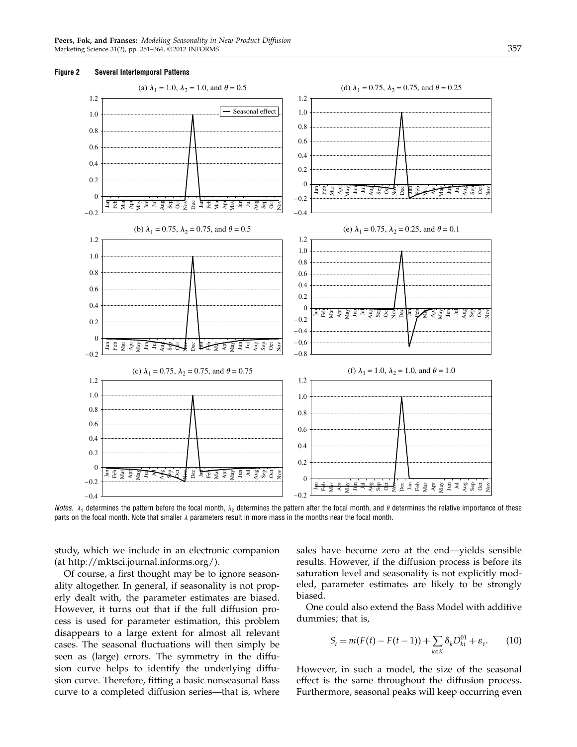**Figure 2 Several Intertemporal Patterns**

(a) $\lambda_1 = 1.0$, $\lambda_2 = 1.0$, and $\theta = 0.5$

(b) $\lambda_1 = 0.75$, $\lambda_2 = 0.75$, and $\theta = 0.5$

(c) $\lambda_1 = 0.75$, $\lambda_2 = 0.75$, and $\theta = 0.75$

(d) $\lambda_1 = 0.75$, $\lambda_2 = 0.75$, and $\theta = 0.25$

(e) $\lambda_1 = 0.75$, $\lambda_2 = 0.25$, and $\theta = 0.1$

(f) $\lambda_1 = 1.0$, $\lambda_2 = 1.0$, and $\theta = 1.0$

*Notes.* $\lambda_1$ determines the pattern before the focal month, $\lambda_2$ determines the pattern after the focal month, and $\theta$ determines the relative importance of these parts on the focal month. Note that smaller $\lambda$ parameters result in more mass in the months near the focal month.

study, which we include in an electronic companion (at http://mktsci.journal.informs.org/).

Of course, a first thought may be to ignore seasonality altogether. In general, if seasonality is not properly dealt with, the parameter estimates are biased. However, it turns out that if the full diffusion process is used for parameter estimation, this problem disappears to a large extent for almost all relevant cases. The seasonal fluctuations will then simply be seen as (large) errors. The symmetry in the diffusion curve helps to identify the underlying diffusion curve. Therefore, fitting a basic nonseasonal Bass curve to a completed diffusion series—that is, where sales have become zero at the end—yields sensible results. However, if the diffusion process is before its saturation level and seasonality is not explicitly modeled, parameter estimates are likely to be strongly biased.

One could also extend the Bass Model with additive dummies; that is,

$$S_t = m(F(t) - F(t-1)) + \sum_{k \in K} \delta_k D_{kt}^{01} + \varepsilon_t. \qquad (10)$$

However, in such a model, the size of the seasonal effect is the same throughout the diffusion process. Furthermore, seasonal peaks will keep occurring even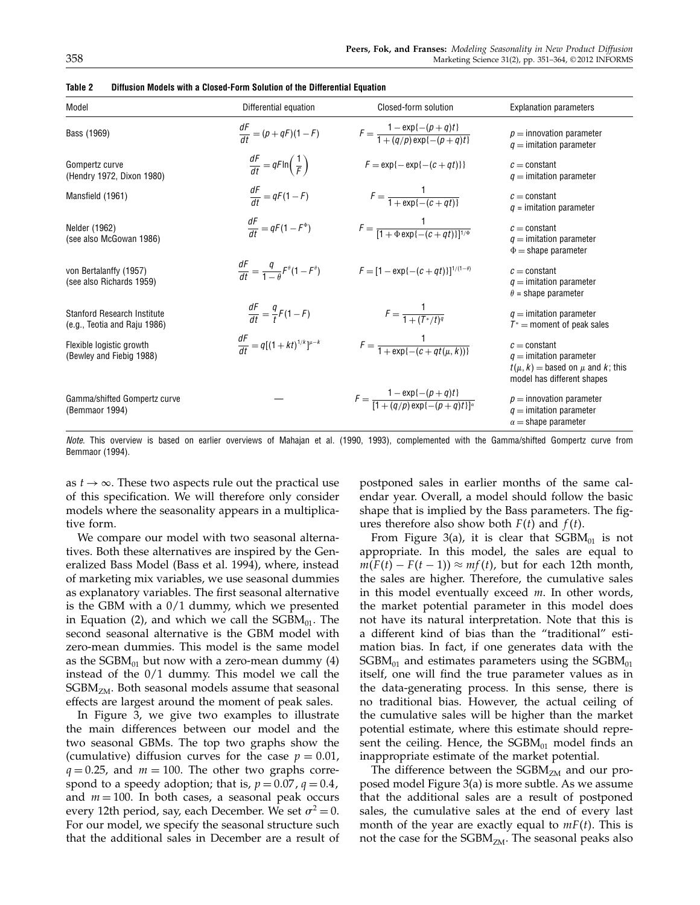**Table 2 Diffusion Models with a Closed-Form Solution of the Differential Equation**

| Model | Differential equation | Closed-form solution | Explanation parameters |
|---|---|---|---|
| Bass (1969) | $\frac{dF}{dt} = (p + qF)(1 - F)$ | $F = \frac{1 - \exp\{-(p+q)t\}}{1 + (q/p)\exp\{-(p+q)t\}}$ | $p$ = innovation parameter<br>$q$ = imitation parameter |
| Gompertz curve<br>(Hendry 1972, Dixon 1980) | $\frac{dF}{dt} = qF\ln\left(\frac{1}{F}\right)$ | $F = \exp\{-\exp\{-(c + qt)\}\}$ | $c$ = constant<br>$q$ = imitation parameter |
| Mansfield (1961) | $\frac{dF}{dt} = qF(1 - F)$ | $F = \frac{1}{1 + \exp\{-(c + qt)\}}$ | $c$ = constant<br>$q$ = imitation parameter |
| Nelder (1962)<br>(see also McGowan 1986) | $\frac{dF}{dt} = qF(1 - F^{\Phi})$ | $F = \frac{1}{[1 + \Phi\exp\{-(c + qt)\}]^{1/\Phi}}$ | $c$ = constant<br>$q$ = imitation parameter<br>$\Phi$ = shape parameter |
| von Bertalanffy (1957)<br>(see also Richards 1959) | $\frac{dF}{dt} = \frac{q}{1 - \theta}F^{\theta}(1 - F^{\theta})$ | $F = [1 - \exp\{-(c + qt)\}]^{1/(1-\theta)}$ | $c$ = constant<br>$q$ = imitation parameter<br>$\theta$ = shape parameter |
| Stanford Research Institute<br>(e.g., Teotia and Raju 1986) | $\frac{dF}{dt} = \frac{q}{t}F(1 - F)$ | $F = \frac{1}{1 + (T^*/t)^q}$ | $q$ = imitation parameter<br>$T^*$ = moment of peak sales |
| Flexible logistic growth<br>(Bewley and Fiebig 1988) | $\frac{dF}{dt} = q[(1 + kt)^{1/k}]^{\mu - k}$ | $F = \frac{1}{1 + \exp\{-(c + qt(\mu, k))\}}$ | $c$ = constant<br>$q$ = imitation parameter<br>$t(\mu, k)$ = based on $\mu$ and $k$; this model has different shapes |
| Gamma/shifted Gompertz curve<br>(Bemmaor 1994) | — | $F = \frac{1 - \exp\{-(p+q)t\}}{[1 + (q/p)\exp\{-(p+q)t\}]^{\alpha}}$ | $p$ = innovation parameter<br>$q$ = imitation parameter<br>$\alpha$ = shape parameter |

*Note.* This overview is based on earlier overviews of Mahajan et al. (1990, 1993), complemented with the Gamma/shifted Gompertz curve from Bemmaor (1994).

as $t \to \infty$. These two aspects rule out the practical use of this specification. We will therefore only consider models where the seasonality appears in a multiplicative form.

We compare our model with two seasonal alternatives. Both these alternatives are inspired by the Generalized Bass Model (Bass et al. 1994), where, instead of marketing mix variables, we use seasonal dummies as explanatory variables. The first seasonal alternative is the GBM with a 0/1 dummy, which we presented in Equation (2), and which we call the $\text{SGBM}_{01}$. The second seasonal alternative is the GBM model with zero-mean dummies. This model is the same model as the $\text{SGBM}_{01}$ but now with a zero-mean dummy (4) instead of the 0/1 dummy. This model we call the $\text{SGBM}_{\text{ZM}}$. Both seasonal models assume that seasonal effects are largest around the moment of peak sales.

In Figure 3, we give two examples to illustrate the main differences between our model and the two seasonal GBMs. The top two graphs show the (cumulative) diffusion curves for the case $p = 0.01$, $q = 0.25$, and $m = 100$. The other two graphs correspond to a speedy adoption; that is, $p = 0.07$, $q = 0.4$, and $m = 100$. In both cases, a seasonal peak occurs every 12th period, say, each December. We set $\sigma^2 = 0$. For our model, we specify the seasonal structure such that the additional sales in December are a result of postponed sales in earlier months of the same calendar year. Overall, a model should follow the basic shape that is implied by the Bass parameters. The figures therefore also show both $F(t)$ and $f(t)$.

From Figure 3(a), it is clear that $\text{SGBM}_{01}$ is not appropriate. In this model, the sales are equal to $m(F(t) - F(t-1)) \approx mf(t)$, but for each 12th month, the sales are higher. Therefore, the cumulative sales in this model eventually exceed $m$. In other words, the market potential parameter in this model does not have its natural interpretation. Note that this is a different kind of bias than the "traditional" estimation bias. In fact, if one generates data with the $\text{SGBM}_{01}$ and estimates parameters using the $\text{SGBM}_{01}$ itself, one will find the true parameter values as in the data-generating process. In this sense, there is no traditional bias. However, the actual ceiling of the cumulative sales will be higher than the market potential estimate, where this estimate should represent the ceiling. Hence, the $\text{SGBM}_{01}$ model finds an inappropriate estimate of the market potential.

The difference between the $\text{SGBM}_{\text{ZM}}$ and our proposed model Figure 3(a) is more subtle. As we assume that the additional sales are a result of postponed sales, the cumulative sales at the end of every last month of the year are exactly equal to $mF(t)$. This is not the case for the $\text{SGBM}_{\text{ZM}}$. The seasonal peaks also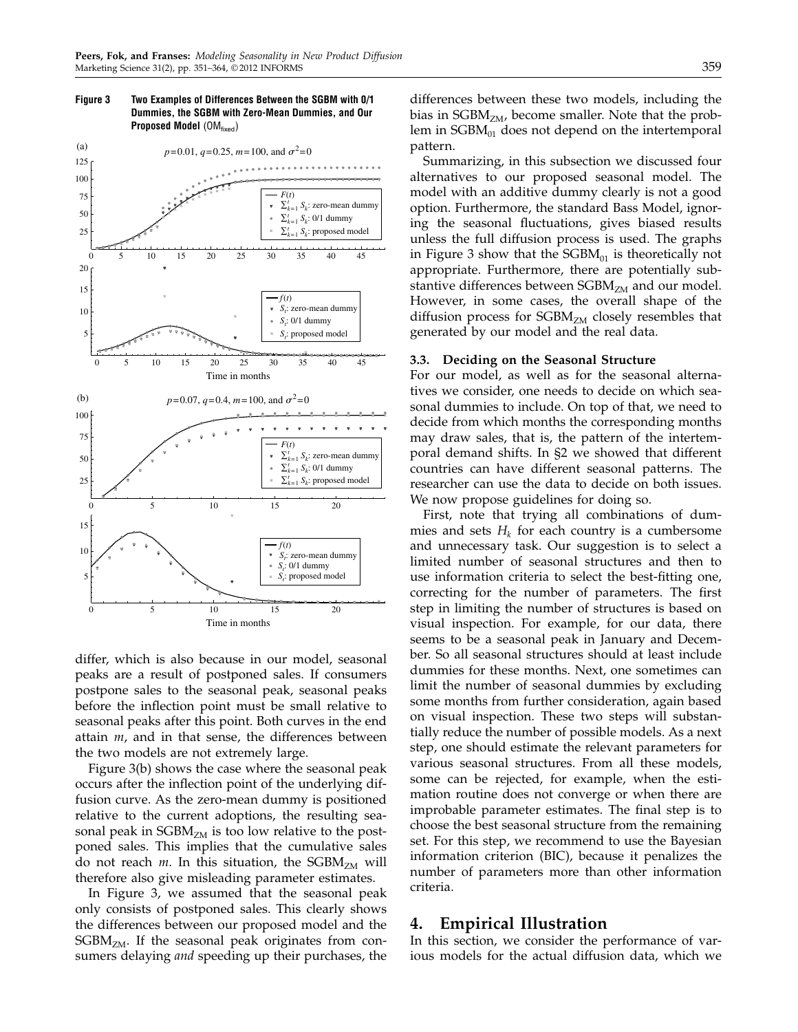**Figure 3** Two Examples of Differences Between the SGBM with 0/1 Dummies, the SGBM with Zero-Mean Dummies, and Our Proposed Model ($OM_{fixed}$)

differ, which is also because in our model, seasonal peaks are a result of postponed sales. If consumers postpone sales to the seasonal peak, seasonal peaks before the inflection point must be small relative to seasonal peaks after this point. Both curves in the end attain $m$, and in that sense, the differences between the two models are not extremely large.

Figure 3(b) shows the case where the seasonal peak occurs after the inflection point of the underlying diffusion curve. As the zero-mean dummy is positioned relative to the current adoptions, the resulting seasonal peak in $SGBM_{ZM}$ is too low relative to the postponed sales. This implies that the cumulative sales do not reach $m$. In this situation, the $SGBM_{ZM}$ will therefore also give misleading parameter estimates.

In Figure 3, we assumed that the seasonal peak only consists of postponed sales. This clearly shows the differences between our proposed model and the $SGBM_{ZM}$. If the seasonal peak originates from consumers delaying *and* speeding up their purchases, the differences between these two models, including the bias in $SGBM_{ZM}$, become smaller. Note that the problem in $SGBM_{01}$ does not depend on the intertemporal pattern.

Summarizing, in this subsection we discussed four alternatives to our proposed seasonal model. The model with an additive dummy clearly is not a good option. Furthermore, the standard Bass Model, ignoring the seasonal fluctuations, gives biased results unless the full diffusion process is used. The graphs in Figure 3 show that the $SGBM_{01}$ is theoretically not appropriate. Furthermore, there are potentially substantive differences between $SGBM_{ZM}$ and our model. However, in some cases, the overall shape of the diffusion process for $SGBM_{ZM}$ closely resembles that generated by our model and the real data.

### 3.3. Deciding on the Seasonal Structure

For our model, as well as for the seasonal alternatives we consider, one needs to decide on which seasonal dummies to include. On top of that, we need to decide from which months the corresponding months may draw sales, that is, the pattern of the intertemporal demand shifts. In §2 we showed that different countries can have different seasonal patterns. The researcher can use the data to decide on both issues. We now propose guidelines for doing so.

First, note that trying all combinations of dummies and sets $H_k$ for each country is a cumbersome and unnecessary task. Our suggestion is to select a limited number of seasonal structures and then to use information criteria to select the best-fitting one, correcting for the number of parameters. The first step in limiting the number of structures is based on visual inspection. For example, for our data, there seems to be a seasonal peak in January and December. So all seasonal structures should at least include dummies for these months. Next, one sometimes can limit the number of seasonal dummies by excluding some months from further consideration, again based on visual inspection. These two steps will substantially reduce the number of possible models. As a next step, one should estimate the relevant parameters for various seasonal structures. From all these models, some can be rejected, for example, when the estimation routine does not converge or when there are improbable parameter estimates. The final step is to choose the best seasonal structure from the remaining set. For this step, we recommend to use the Bayesian information criterion (BIC), because it penalizes the number of parameters more than other information criteria.

## 4. Empirical Illustration

In this section, we consider the performance of various models for the actual diffusion data, which we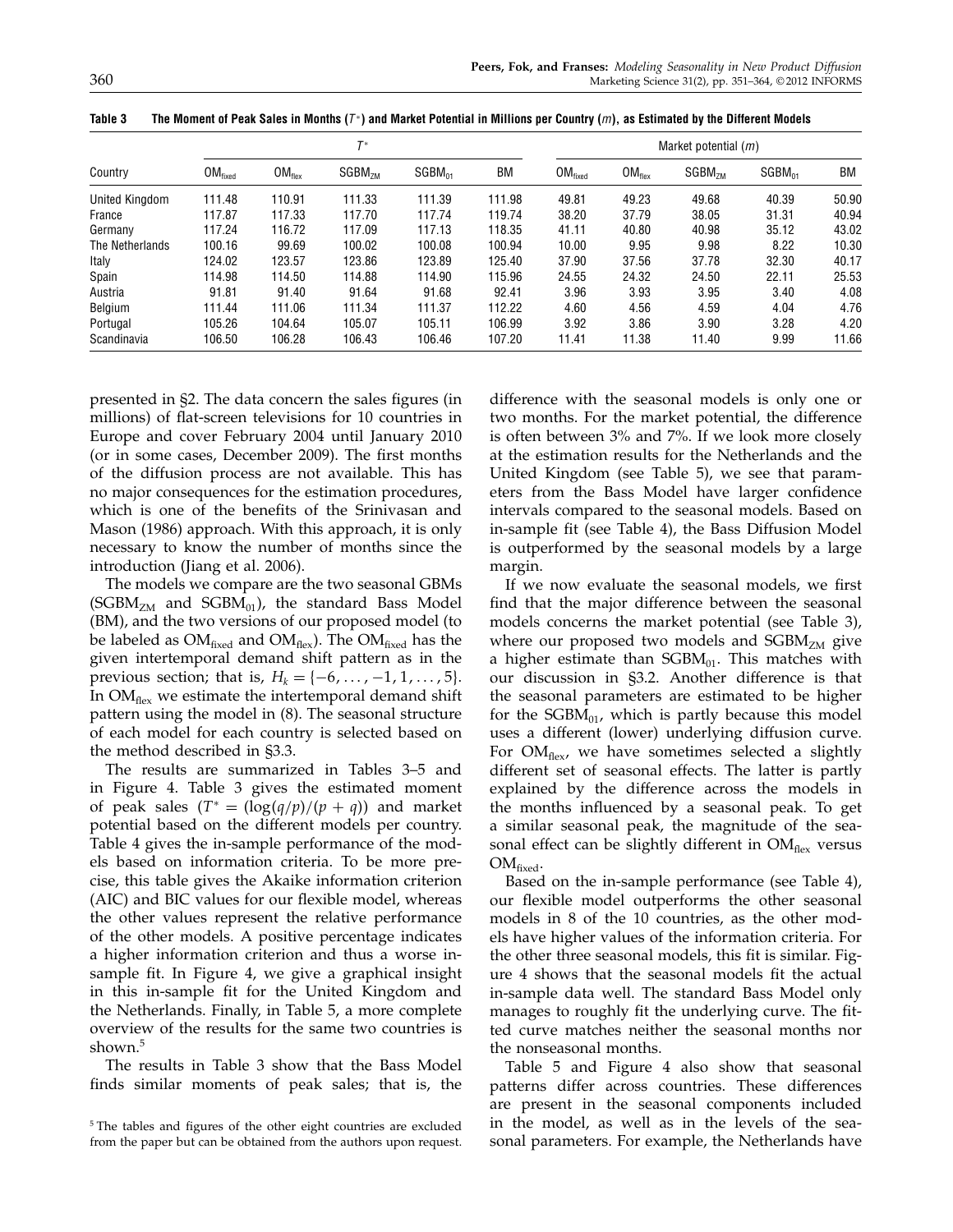**Table 3 The Moment of Peak Sales in Months ($T^*$) and Market Potential in Millions per Country ($m$), as Estimated by the Different Models**

| Country | $T^*$ | | | | | Market potential ($m$) | | | | |
|---|---|---|---|---|---|---|---|---|---|---|
| | $OM_{fixed}$ | $OM_{flex}$ | $SGBM_{ZM}$ | $SGBM_{01}$ | BM | $OM_{fixed}$ | $OM_{flex}$ | $SGBM_{ZM}$ | $SGBM_{01}$ | BM |
| United Kingdom | 111.48 | 110.91 | 111.33 | 111.39 | 111.98 | 49.81 | 49.23 | 49.68 | 40.39 | 50.90 |
| France | 117.87 | 117.33 | 117.70 | 117.74 | 119.74 | 38.20 | 37.79 | 38.05 | 31.31 | 40.94 |
| Germany | 117.24 | 116.72 | 117.09 | 117.13 | 118.35 | 41.11 | 40.80 | 40.98 | 35.12 | 43.02 |
| The Netherlands | 100.16 | 99.69 | 100.02 | 100.08 | 100.94 | 10.00 | 9.95 | 9.98 | 8.22 | 10.30 |
| Italy | 124.02 | 123.57 | 123.86 | 123.89 | 125.40 | 37.90 | 37.56 | 37.78 | 32.30 | 40.17 |
| Spain | 114.98 | 114.50 | 114.88 | 114.90 | 115.96 | 24.55 | 24.32 | 24.50 | 22.11 | 25.53 |
| Austria | 91.81 | 91.40 | 91.64 | 91.68 | 92.41 | 3.96 | 3.93 | 3.95 | 3.40 | 4.08 |
| Belgium | 111.44 | 111.06 | 111.34 | 111.37 | 112.22 | 4.60 | 4.56 | 4.59 | 4.04 | 4.76 |
| Portugal | 105.26 | 104.64 | 105.07 | 105.11 | 106.99 | 3.92 | 3.86 | 3.90 | 3.28 | 4.20 |
| Scandinavia | 106.50 | 106.28 | 106.43 | 106.46 | 107.20 | 11.41 | 11.38 | 11.40 | 9.99 | 11.66 |

presented in §2. The data concern the sales figures (in millions) of flat-screen televisions for 10 countries in Europe and cover February 2004 until January 2010 (or in some cases, December 2009). The first months of the diffusion process are not available. This has no major consequences for the estimation procedures, which is one of the benefits of the Srinivasan and Mason (1986) approach. With this approach, it is only necessary to know the number of months since the introduction (Jiang et al. 2006).

The models we compare are the two seasonal GBMs ($SGBM_{ZM}$ and $SGBM_{01}$), the standard Bass Model (BM), and the two versions of our proposed model (to be labeled as $OM_{fixed}$ and $OM_{flex}$). The $OM_{fixed}$ has the given intertemporal demand shift pattern as in the previous section; that is, $H_k = \{-6, \ldots, -1, 1, \ldots, 5\}$. In $OM_{flex}$ we estimate the intertemporal demand shift pattern using the model in (8). The seasonal structure of each model for each country is selected based on the method described in §3.3.

The results are summarized in Tables 3–5 and in Figure 4. Table 3 gives the estimated moment of peak sales ($T^* = (\log(q/p)/(p+q))$ and market potential based on the different models per country. Table 4 gives the in-sample performance of the models based on information criteria. To be more precise, this table gives the Akaike information criterion (AIC) and BIC values for our flexible model, whereas the other values represent the relative performance of the other models. A positive percentage indicates a higher information criterion and thus a worse in-sample fit. In Figure 4, we give a graphical insight in this in-sample fit for the United Kingdom and the Netherlands. Finally, in Table 5, a more complete overview of the results for the same two countries is shown.[5]

The results in Table 3 show that the Bass Model finds similar moments of peak sales; that is, the difference with the seasonal models is only one or two months. For the market potential, the difference is often between 3% and 7%. If we look more closely at the estimation results for the Netherlands and the United Kingdom (see Table 5), we see that parameters from the Bass Model have larger confidence intervals compared to the seasonal models. Based on in-sample fit (see Table 4), the Bass Diffusion Model is outperformed by the seasonal models by a large margin.

If we now evaluate the seasonal models, we first find that the major difference between the seasonal models concerns the market potential (see Table 3), where our proposed two models and $SGBM_{ZM}$ give a higher estimate than $SGBM_{01}$. This matches with our discussion in §3.2. Another difference is that the seasonal parameters are estimated to be higher for the $SGBM_{01}$, which is partly because this model uses a different (lower) underlying diffusion curve. For $OM_{flex}$, we have sometimes selected a slightly different set of seasonal effects. The latter is partly explained by the difference across the models in the months influenced by a seasonal peak. To get a similar seasonal peak, the magnitude of the seasonal effect can be slightly different in $OM_{flex}$ versus $OM_{fixed}$.

Based on the in-sample performance (see Table 4), our flexible model outperforms the other seasonal models in 8 of the 10 countries, as the other models have higher values of the information criteria. For the other three seasonal models, this fit is similar. Figure 4 shows that the seasonal models fit the actual in-sample data well. The standard Bass Model only manages to roughly fit the underlying curve. The fitted curve matches neither the seasonal months nor the nonseasonal months.

Table 5 and Figure 4 also show that seasonal patterns differ across countries. These differences are present in the seasonal components included in the model, as well as in the levels of the seasonal parameters. For example, the Netherlands have

[5] The tables and figures of the other eight countries are excluded from the paper but can be obtained from the authors upon request.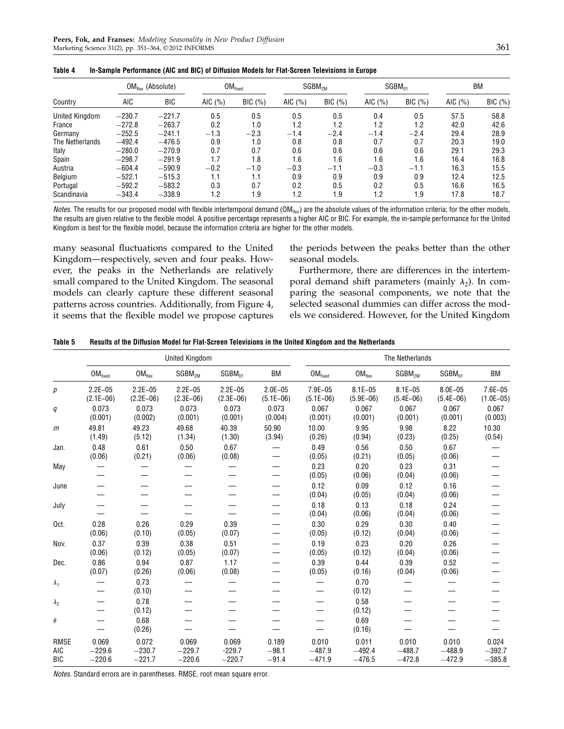**Table 4 In-Sample Performance (AIC and BIC) of Diffusion Models for Flat-Screen Televisions in Europe**

| | $OM_{flex}$ (Absolute) | | $OM_{fixed}$ | | $SGBM_{ZM}$ | | $SGBM_{01}$ | | BM | |
|---|---|---|---|---|---|---|---|---|---|---|
| Country | AIC | BIC | AIC (%) | BIC (%) | AIC (%) | BIC (%) | AIC (%) | BIC (%) | AIC (%) | BIC (%) |
| United Kingdom | −230.7 | −221.7 | 0.5 | 0.5 | 0.5 | 0.5 | 0.4 | 0.5 | 57.5 | 58.8 |
| France | −272.8 | −263.7 | 0.2 | 1.0 | 1.2 | 1.2 | 1.2 | 1.2 | 42.0 | 42.6 |
| Germany | −252.5 | −241.1 | −1.3 | −2.3 | −1.4 | −2.4 | −1.4 | −2.4 | 29.4 | 28.9 |
| The Netherlands | −492.4 | −476.5 | 0.9 | 1.0 | 0.8 | 0.8 | 0.7 | 0.7 | 20.3 | 19.0 |
| Italy | −280.0 | −270.9 | 0.7 | 0.7 | 0.6 | 0.6 | 0.6 | 0.6 | 29.1 | 29.3 |
| Spain | −298.7 | −291.9 | 1.7 | 1.8 | 1.6 | 1.6 | 1.6 | 1.6 | 16.4 | 16.8 |
| Austria | −604.4 | −590.9 | −0.2 | −1.0 | −0.3 | −1.1 | −0.3 | −1.1 | 16.3 | 15.5 |
| Belgium | −522.1 | −515.3 | 1.1 | 1.1 | 0.9 | 0.9 | 0.9 | 0.9 | 12.4 | 12.5 |
| Portugal | −592.2 | −583.2 | 0.3 | 0.7 | 0.2 | 0.5 | 0.2 | 0.5 | 16.6 | 16.5 |
| Scandinavia | −343.4 | −338.9 | 1.2 | 1.9 | 1.2 | 1.9 | 1.2 | 1.9 | 17.8 | 18.7 |

*Notes.* The results for our proposed model with flexible intertemporal demand ($OM_{flex}$) are the absolute values of the information criteria; for the other models, the results are given relative to the flexible model. A positive percentage represents a higher AIC or BIC. For example, the in-sample performance for the United Kingdom is best for the flexible model, because the information criteria are higher for the other models.

many seasonal fluctuations compared to the United Kingdom—respectively, seven and four peaks. However, the peaks in the Netherlands are relatively small compared to the United Kingdom. The seasonal models can clearly capture these different seasonal patterns across countries. Additionally, from Figure 4, it seems that the flexible model we propose captures the periods between the peaks better than the other seasonal models.

Furthermore, there are differences in the intertemporal demand shift parameters (mainly $\lambda_2$). In comparing the seasonal components, we note that the selected seasonal dummies can differ across the models we considered. However, for the United Kingdom

**Table 5 Results of the Diffusion Model for Flat-Screen Televisions in the United Kingdom and the Netherlands**

| | United Kingdom | | | | | The Netherlands | | | | |
|---|---|---|---|---|---|---|---|---|---|---|
| | $OM_{fixed}$ | $OM_{flex}$ | $SGBM_{ZM}$ | $SGBM_{01}$ | BM | $OM_{fixed}$ | $OM_{flex}$ | $SGBM_{ZM}$ | $SGBM_{01}$ | BM |
| $p$ | 2.2E−05 (2.1E−06) | 2.2E−05 (2.2E−06) | 2.2E−05 (2.3E−06) | 2.2E−05 (2.3E−06) | 2.0E−05 (5.1E−06) | 7.9E−05 (5.1E−06) | 8.1E−05 (5.9E−06) | 8.1E−05 (5.4E−06) | 8.0E−05 (5.4E−06) | 7.6E−05 (1.0E−05) |
| $q$ | 0.073 (0.001) | 0.073 (0.002) | 0.073 (0.001) | 0.073 (0.001) | 0.073 (0.004) | 0.067 (0.001) | 0.067 (0.001) | 0.067 (0.001) | 0.067 (0.001) | 0.067 (0.003) |
| $m$ | 49.81 (1.49) | 49.23 (5.12) | 49.68 (1.34) | 40.39 (1.30) | 50.90 (3.94) | 10.00 (0.26) | 9.95 (0.94) | 9.98 (0.23) | 8.22 (0.25) | 10.30 (0.54) |
| Jan. | 0.48 (0.06) | 0.61 (0.21) | 0.50 (0.06) | 0.67 (0.08) | — | 0.49 (0.05) | 0.56 (0.21) | 0.50 (0.05) | 0.67 (0.06) | — |
| May | — | — | — | — | — | 0.23 (0.05) | 0.20 (0.06) | 0.23 (0.04) | 0.31 (0.06) | — |
| June | — | — | — | — | — | 0.12 (0.04) | 0.09 (0.05) | 0.12 (0.04) | 0.16 (0.06) | — |
| July | — | — | — | — | — | 0.18 (0.04) | 0.13 (0.06) | 0.18 (0.04) | 0.24 (0.06) | — |
| Oct. | 0.28 (0.06) | 0.26 (0.10) | 0.29 (0.05) | 0.39 (0.07) | — | 0.30 (0.05) | 0.29 (0.12) | 0.30 (0.04) | 0.40 (0.06) | — |
| Nov. | 0.37 (0.06) | 0.39 (0.12) | 0.38 (0.05) | 0.51 (0.07) | — | 0.19 (0.05) | 0.23 (0.12) | 0.20 (0.04) | 0.26 (0.06) | — |
| Dec. | 0.86 (0.07) | 0.94 (0.26) | 0.87 (0.06) | 1.17 (0.08) | — | 0.39 (0.05) | 0.44 (0.16) | 0.39 (0.04) | 0.52 (0.06) | — |
| $\lambda_1$ | — | 0.73 (0.10) | — | — | — | — | 0.70 (0.12) | — | — | — |
| $\lambda_2$ | — | 0.78 (0.12) | — | — | — | — | 0.58 (0.12) | — | — | — |
| $\theta$ | — | 0.68 (0.26) | — | — | — | — | 0.69 (0.16) | — | — | — |
| RMSE | 0.069 | 0.072 | 0.069 | 0.069 | 0.189 | 0.010 | 0.011 | 0.010 | 0.010 | 0.024 |
| AIC | −229.6 | −230.7 | −229.7 | -229.7 | −98.1 | −487.9 | −492.4 | −488.7 | −488.9 | −392.7 |
| BIC | −220.6 | −221.7 | −220.6 | −220.7 | −91.4 | −471.9 | −476.5 | −472.8 | −472.9 | −385.8 |

*Notes.* Standard errors are in parentheses. RMSE, root mean square error.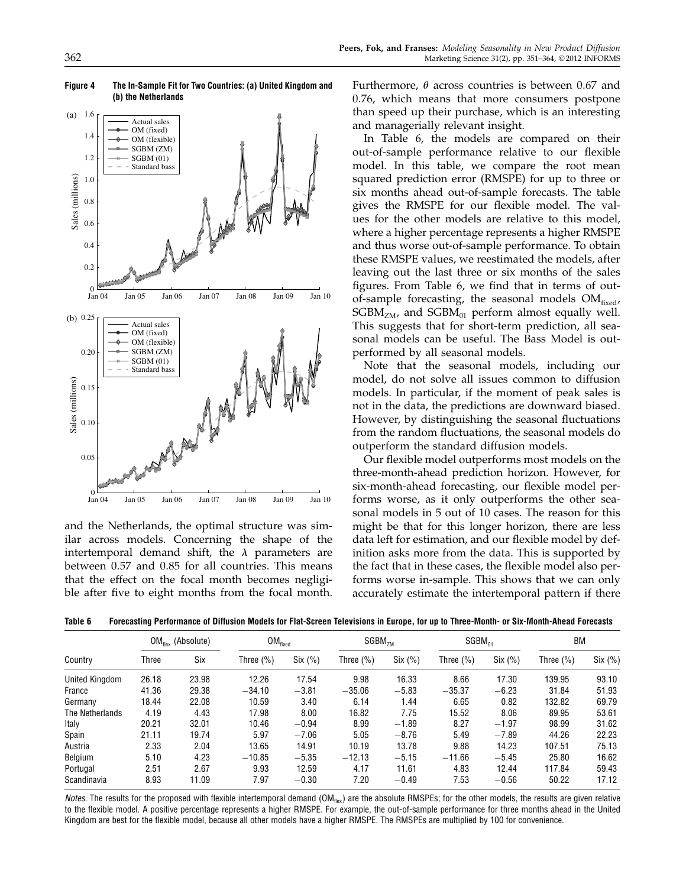**Figure 4 The In-Sample Fit for Two Countries: (a) United Kingdom and (b) the Netherlands**

and the Netherlands, the optimal structure was similar across models. Concerning the shape of the intertemporal demand shift, the $\lambda$ parameters are between 0.57 and 0.85 for all countries. This means that the effect on the focal month becomes negligible after five to eight months from the focal month. Furthermore, $\theta$ across countries is between 0.67 and 0.76, which means that more consumers postpone than speed up their purchase, which is an interesting and managerially relevant insight.

In Table 6, the models are compared on their out-of-sample performance relative to our flexible model. In this table, we compare the root mean squared prediction error (RMSPE) for up to three or six months ahead out-of-sample forecasts. The table gives the RMSPE for our flexible model. The values for the other models are relative to this model, where a higher percentage represents a higher RMSPE and thus worse out-of-sample performance. To obtain these RMSPE values, we reestimated the models, after leaving out the last three or six months of the sales figures. From Table 6, we find that in terms of out-of-sample forecasting, the seasonal models $\text{OM}_{\text{fixed}}$, $\text{SGBM}_{\text{ZM}}$, and $\text{SGBM}_{01}$ perform almost equally well. This suggests that for short-term prediction, all seasonal models can be useful. The Bass Model is outperformed by all seasonal models.

Note that the seasonal models, including our model, do not solve all issues common to diffusion models. In particular, if the moment of peak sales is not in the data, the predictions are downward biased. However, by distinguishing the seasonal fluctuations from the random fluctuations, the seasonal models do outperform the standard diffusion models.

Our flexible model outperforms most models on the three-month-ahead prediction horizon. However, for six-month-ahead forecasting, our flexible model performs worse, as it only outperforms the other seasonal models in 5 out of 10 cases. The reason for this might be that for this longer horizon, there are less data left for estimation, and our flexible model by definition asks more from the data. This is supported by the fact that in these cases, the flexible model also performs worse in-sample. This shows that we can only accurately estimate the intertemporal pattern if there

**Table 6 Forecasting Performance of Diffusion Models for Flat-Screen Televisions in Europe, for up to Three-Month- or Six-Month-Ahead Forecasts**

| | $\text{OM}_{\text{flex}}$ (Absolute) | | $\text{OM}_{\text{fixed}}$ | | $\text{SGBM}_{\text{ZM}}$ | | $\text{SGBM}_{01}$ | | BM | |
|---|---|---|---|---|---|---|---|---|---|---|
| Country | Three | Six | Three (%) | Six (%) | Three (%) | Six (%) | Three (%) | Six (%) | Three (%) | Six (%) |
| United Kingdom | 26.18 | 23.98 | 12.26 | 17.54 | 9.98 | 16.33 | 8.66 | 17.30 | 139.95 | 93.10 |
| France | 41.36 | 29.38 | −34.10 | −3.81 | −35.06 | −5.83 | −35.37 | −6.23 | 31.84 | 51.93 |
| Germany | 18.44 | 22.08 | 10.59 | 3.40 | 6.14 | 1.44 | 6.65 | 0.82 | 132.82 | 69.79 |
| The Netherlands | 4.19 | 4.43 | 17.98 | 8.00 | 16.82 | 7.75 | 15.52 | 8.06 | 89.95 | 53.61 |
| Italy | 20.21 | 32.01 | 10.46 | −0.94 | 8.99 | −1.89 | 8.27 | −1.97 | 98.99 | 31.62 |
| Spain | 21.11 | 19.74 | 5.97 | −7.06 | 5.05 | −8.76 | 5.49 | −7.89 | 44.26 | 22.23 |
| Austria | 2.33 | 2.04 | 13.65 | 14.91 | 10.19 | 13.78 | 9.88 | 14.23 | 107.51 | 75.13 |
| Belgium | 5.10 | 4.23 | −10.85 | −5.35 | −12.13 | −5.15 | −11.66 | −5.45 | 25.80 | 16.62 |
| Portugal | 2.51 | 2.67 | 9.93 | 12.59 | 4.17 | 11.61 | 4.83 | 12.44 | 117.84 | 59.43 |
| Scandinavia | 8.93 | 11.09 | 7.97 | −0.30 | 7.20 | −0.49 | 7.53 | −0.56 | 50.22 | 17.12 |

*Notes.* The results for the proposed with flexible intertemporal demand ($\text{OM}_{\text{flex}}$) are the absolute RMSPEs; for the other models, the results are given relative to the flexible model. A positive percentage represents a higher RMSPE. For example, the out-of-sample performance for three months ahead in the United Kingdom are best for the flexible model, because all other models have a higher RMSPE. The RMSPEs are multiplied by 100 for convenience.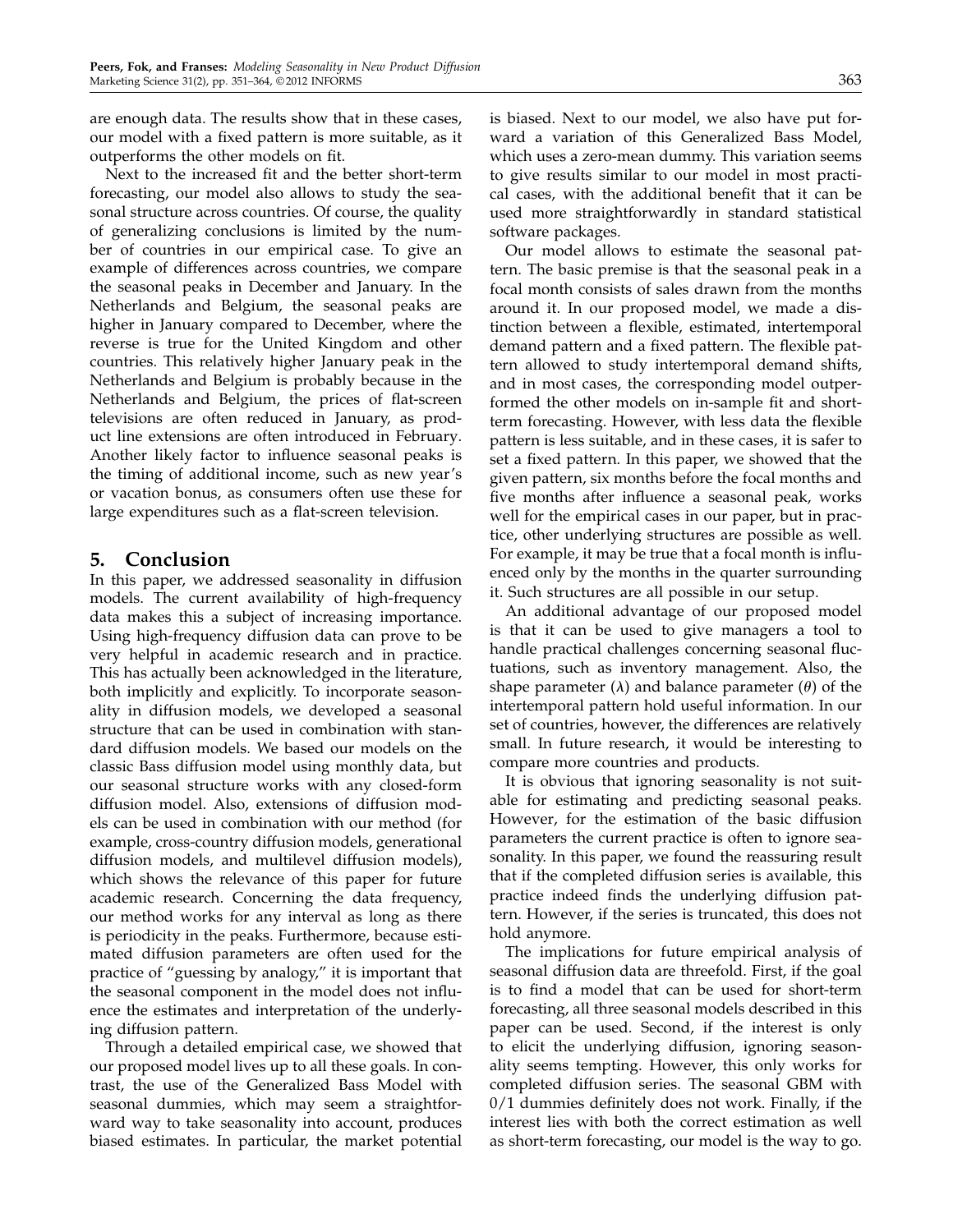are enough data. The results show that in these cases, our model with a fixed pattern is more suitable, as it outperforms the other models on fit.

Next to the increased fit and the better short-term forecasting, our model also allows to study the seasonal structure across countries. Of course, the quality of generalizing conclusions is limited by the number of countries in our empirical case. To give an example of differences across countries, we compare the seasonal peaks in December and January. In the Netherlands and Belgium, the seasonal peaks are higher in January compared to December, where the reverse is true for the United Kingdom and other countries. This relatively higher January peak in the Netherlands and Belgium is probably because in the Netherlands and Belgium, the prices of flat-screen televisions are often reduced in January, as product line extensions are often introduced in February. Another likely factor to influence seasonal peaks is the timing of additional income, such as new year's or vacation bonus, as consumers often use these for large expenditures such as a flat-screen television.

## 5. Conclusion

In this paper, we addressed seasonality in diffusion models. The current availability of high-frequency data makes this a subject of increasing importance. Using high-frequency diffusion data can prove to be very helpful in academic research and in practice. This has actually been acknowledged in the literature, both implicitly and explicitly. To incorporate seasonality in diffusion models, we developed a seasonal structure that can be used in combination with standard diffusion models. We based our models on the classic Bass diffusion model using monthly data, but our seasonal structure works with any closed-form diffusion model. Also, extensions of diffusion models can be used in combination with our method (for example, cross-country diffusion models, generational diffusion models, and multilevel diffusion models), which shows the relevance of this paper for future academic research. Concerning the data frequency, our method works for any interval as long as there is periodicity in the peaks. Furthermore, because estimated diffusion parameters are often used for the practice of "guessing by analogy," it is important that the seasonal component in the model does not influence the estimates and interpretation of the underlying diffusion pattern.

Through a detailed empirical case, we showed that our proposed model lives up to all these goals. In contrast, the use of the Generalized Bass Model with seasonal dummies, which may seem a straightforward way to take seasonality into account, produces biased estimates. In particular, the market potential is biased. Next to our model, we also have put forward a variation of this Generalized Bass Model, which uses a zero-mean dummy. This variation seems to give results similar to our model in most practical cases, with the additional benefit that it can be used more straightforwardly in standard statistical software packages.

Our model allows to estimate the seasonal pattern. The basic premise is that the seasonal peak in a focal month consists of sales drawn from the months around it. In our proposed model, we made a distinction between a flexible, estimated, intertemporal demand pattern and a fixed pattern. The flexible pattern allowed to study intertemporal demand shifts, and in most cases, the corresponding model outperformed the other models on in-sample fit and short-term forecasting. However, with less data the flexible pattern is less suitable, and in these cases, it is safer to set a fixed pattern. In this paper, we showed that the given pattern, six months before the focal months and five months after influence a seasonal peak, works well for the empirical cases in our paper, but in practice, other underlying structures are possible as well. For example, it may be true that a focal month is influenced only by the months in the quarter surrounding it. Such structures are all possible in our setup.

An additional advantage of our proposed model is that it can be used to give managers a tool to handle practical challenges concerning seasonal fluctuations, such as inventory management. Also, the shape parameter ($\lambda$) and balance parameter ($\theta$) of the intertemporal pattern hold useful information. In our set of countries, however, the differences are relatively small. In future research, it would be interesting to compare more countries and products.

It is obvious that ignoring seasonality is not suitable for estimating and predicting seasonal peaks. However, for the estimation of the basic diffusion parameters the current practice is often to ignore seasonality. In this paper, we found the reassuring result that if the completed diffusion series is available, this practice indeed finds the underlying diffusion pattern. However, if the series is truncated, this does not hold anymore.

The implications for future empirical analysis of seasonal diffusion data are threefold. First, if the goal is to find a model that can be used for short-term forecasting, all three seasonal models described in this paper can be used. Second, if the interest is only to elicit the underlying diffusion, ignoring seasonality seems tempting. However, this only works for completed diffusion series. The seasonal GBM with 0/1 dummies definitely does not work. Finally, if the interest lies with both the correct estimation as well as short-term forecasting, our model is the way to go.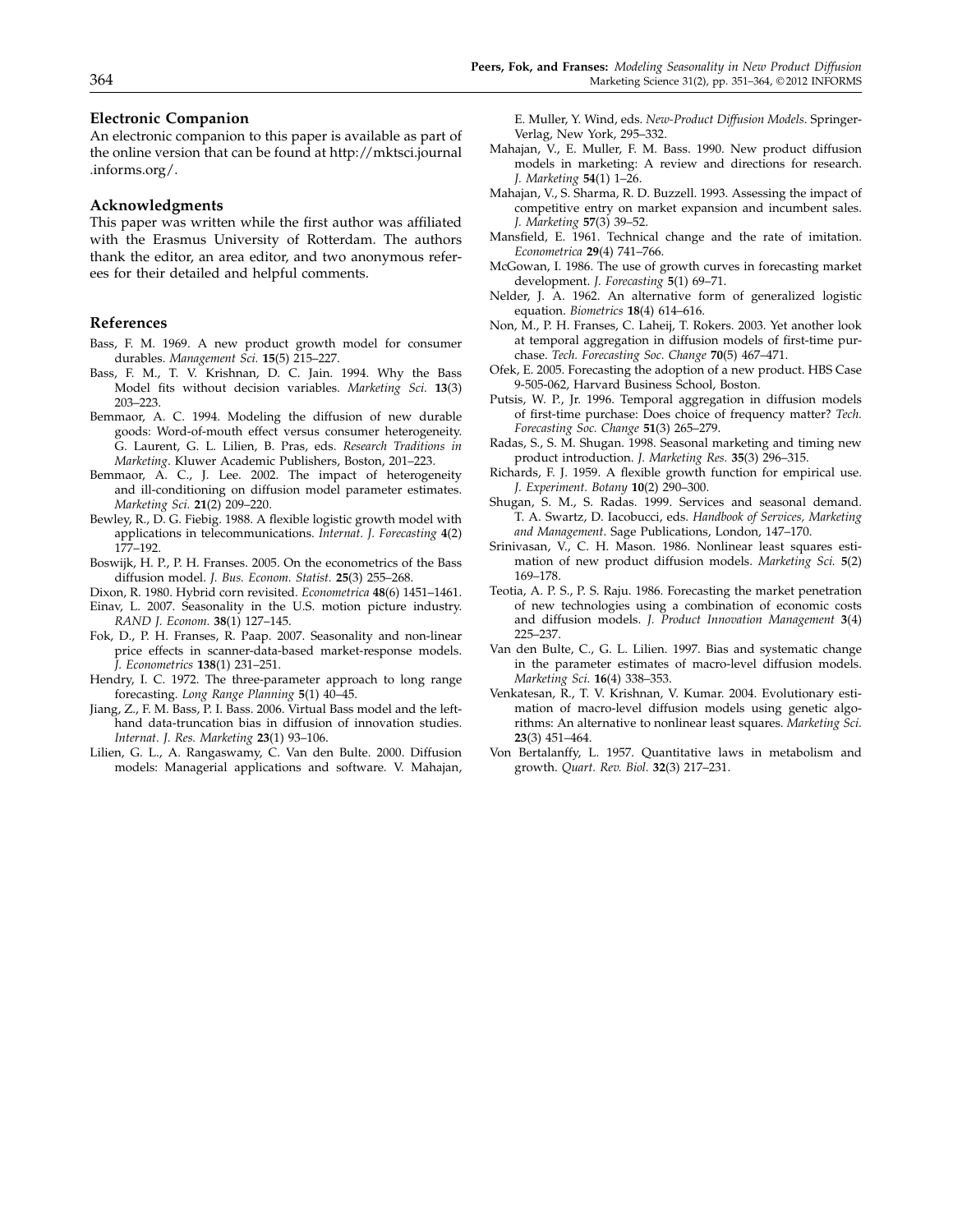## Electronic Companion

An electronic companion to this paper is available as part of the online version that can be found at http://mktsci.journal.informs.org/.

## Acknowledgments

This paper was written while the first author was affiliated with the Erasmus University of Rotterdam. The authors thank the editor, an area editor, and two anonymous referees for their detailed and helpful comments.

## References

Bass, F. M. 1969. A new product growth model for consumer durables. *Management Sci.* **15**(5) 215–227.

Bass, F. M., T. V. Krishnan, D. C. Jain. 1994. Why the Bass Model fits without decision variables. *Marketing Sci.* **13**(3) 203–223.

Bemmaor, A. C. 1994. Modeling the diffusion of new durable goods: Word-of-mouth effect versus consumer heterogeneity. G. Laurent, G. L. Lilien, B. Pras, eds. *Research Traditions in Marketing*. Kluwer Academic Publishers, Boston, 201–223.

Bemmaor, A. C., J. Lee. 2002. The impact of heterogeneity and ill-conditioning on diffusion model parameter estimates. *Marketing Sci.* **21**(2) 209–220.

Bewley, R., D. G. Fiebig. 1988. A flexible logistic growth model with applications in telecommunications. *Internat. J. Forecasting* **4**(2) 177–192.

Boswijk, H. P., P. H. Franses. 2005. On the econometrics of the Bass diffusion model. *J. Bus. Econom. Statist.* **25**(3) 255–268.

Dixon, R. 1980. Hybrid corn revisited. *Econometrica* **48**(6) 1451–1461.

Einav, L. 2007. Seasonality in the U.S. motion picture industry. *RAND J. Econom.* **38**(1) 127–145.

Fok, D., P. H. Franses, R. Paap. 2007. Seasonality and non-linear price effects in scanner-data-based market-response models. *J. Econometrics* **138**(1) 231–251.

Hendry, I. C. 1972. The three-parameter approach to long range forecasting. *Long Range Planning* **5**(1) 40–45.

Jiang, Z., F. M. Bass, P. I. Bass. 2006. Virtual Bass model and the left-hand data-truncation bias in diffusion of innovation studies. *Internat. J. Res. Marketing* **23**(1) 93–106.

Lilien, G. L., A. Rangaswamy, C. Van den Bulte. 2000. Diffusion models: Managerial applications and software. V. Mahajan, E. Muller, Y. Wind, eds. *New-Product Diffusion Models*. Springer-Verlag, New York, 295–332.

Mahajan, V., E. Muller, F. M. Bass. 1990. New product diffusion models in marketing: A review and directions for research. *J. Marketing* **54**(1) 1–26.

Mahajan, V., S. Sharma, R. D. Buzzell. 1993. Assessing the impact of competitive entry on market expansion and incumbent sales. *J. Marketing* **57**(3) 39–52.

Mansfield, E. 1961. Technical change and the rate of imitation. *Econometrica* **29**(4) 741–766.

McGowan, I. 1986. The use of growth curves in forecasting market development. *J. Forecasting* **5**(1) 69–71.

Nelder, J. A. 1962. An alternative form of generalized logistic equation. *Biometrics* **18**(4) 614–616.

Non, M., P. H. Franses, C. Laheij, T. Rokers. 2003. Yet another look at temporal aggregation in diffusion models of first-time purchase. *Tech. Forecasting Soc. Change* **70**(5) 467–471.

Ofek, E. 2005. Forecasting the adoption of a new product. HBS Case 9-505-062, Harvard Business School, Boston.

Putsis, W. P., Jr. 1996. Temporal aggregation in diffusion models of first-time purchase: Does choice of frequency matter? *Tech. Forecasting Soc. Change* **51**(3) 265–279.

Radas, S., S. M. Shugan. 1998. Seasonal marketing and timing new product introduction. *J. Marketing Res.* **35**(3) 296–315.

Richards, F. J. 1959. A flexible growth function for empirical use. *J. Experiment. Botany* **10**(2) 290–300.

Shugan, S. M., S. Radas. 1999. Services and seasonal demand. T. A. Swartz, D. Iacobucci, eds. *Handbook of Services, Marketing and Management*. Sage Publications, London, 147–170.

Srinivasan, V., C. H. Mason. 1986. Nonlinear least squares estimation of new product diffusion models. *Marketing Sci.* **5**(2) 169–178.

Teotia, A. P. S., P. S. Raju. 1986. Forecasting the market penetration of new technologies using a combination of economic costs and diffusion models. *J. Product Innovation Management* **3**(4) 225–237.

Van den Bulte, C., G. L. Lilien. 1997. Bias and systematic change in the parameter estimates of macro-level diffusion models. *Marketing Sci.* **16**(4) 338–353.

Venkatesan, R., T. V. Krishnan, V. Kumar. 2004. Evolutionary estimation of macro-level diffusion models using genetic algorithms: An alternative to nonlinear least squares. *Marketing Sci.* **23**(3) 451–464.

Von Bertalanffy, L. 1957. Quantitative laws in metabolism and growth. *Quart. Rev. Biol.* **32**(3) 217–231.